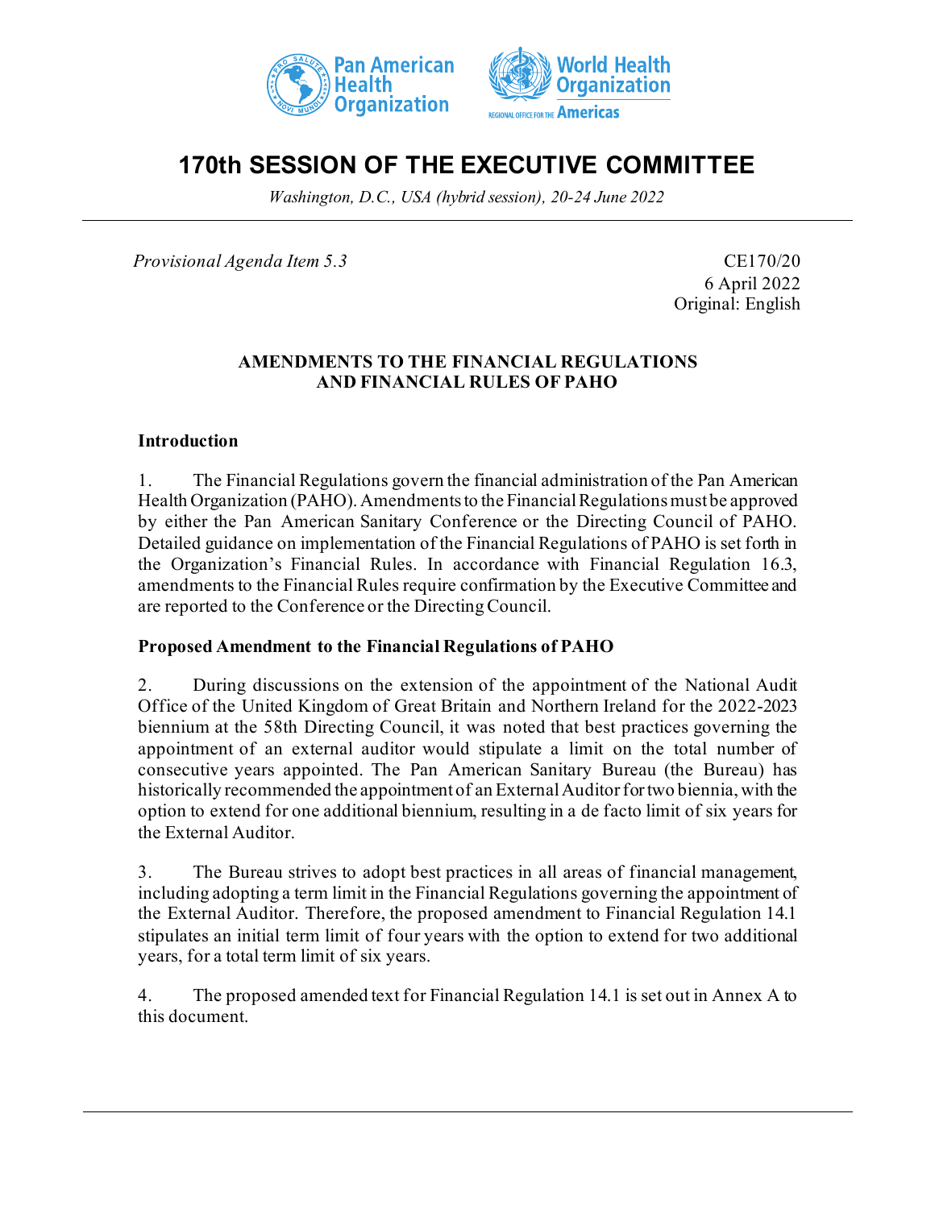# 170th SESSION OF THE EXECUTIVE COMMITTEE

*Washington, D.C., USA (hybrid session), 20-24 June 2022*

*Provisional Agenda Item 5.3*

CE170/20
6 April 2022
Original: English

**AMENDMENTS TO THE FINANCIAL REGULATIONS AND FINANCIAL RULES OF PAHO**

## Introduction

1. The Financial Regulations govern the financial administration of the Pan American Health Organization (PAHO). Amendments to the Financial Regulations must be approved by either the Pan American Sanitary Conference or the Directing Council of PAHO. Detailed guidance on implementation of the Financial Regulations of PAHO is set forth in the Organization's Financial Rules. In accordance with Financial Regulation 16.3, amendments to the Financial Rules require confirmation by the Executive Committee and are reported to the Conference or the Directing Council.

## Proposed Amendment to the Financial Regulations of PAHO

2. During discussions on the extension of the appointment of the National Audit Office of the United Kingdom of Great Britain and Northern Ireland for the 2022-2023 biennium at the 58th Directing Council, it was noted that best practices governing the appointment of an external auditor would stipulate a limit on the total number of consecutive years appointed. The Pan American Sanitary Bureau (the Bureau) has historically recommended the appointment of an External Auditor for two biennia, with the option to extend for one additional biennium, resulting in a de facto limit of six years for the External Auditor.

3. The Bureau strives to adopt best practices in all areas of financial management, including adopting a term limit in the Financial Regulations governing the appointment of the External Auditor. Therefore, the proposed amendment to Financial Regulation 14.1 stipulates an initial term limit of four years with the option to extend for two additional years, for a total term limit of six years.

4. The proposed amended text for Financial Regulation 14.1 is set out in Annex A to this document.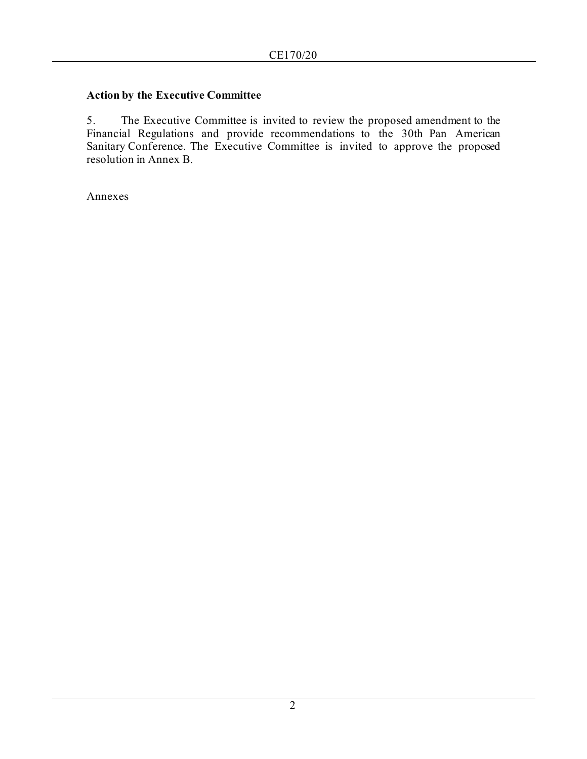## Action by the Executive Committee

5. The Executive Committee is invited to review the proposed amendment to the Financial Regulations and provide recommendations to the 30th Pan American Sanitary Conference. The Executive Committee is invited to approve the proposed resolution in Annex B.

Annexes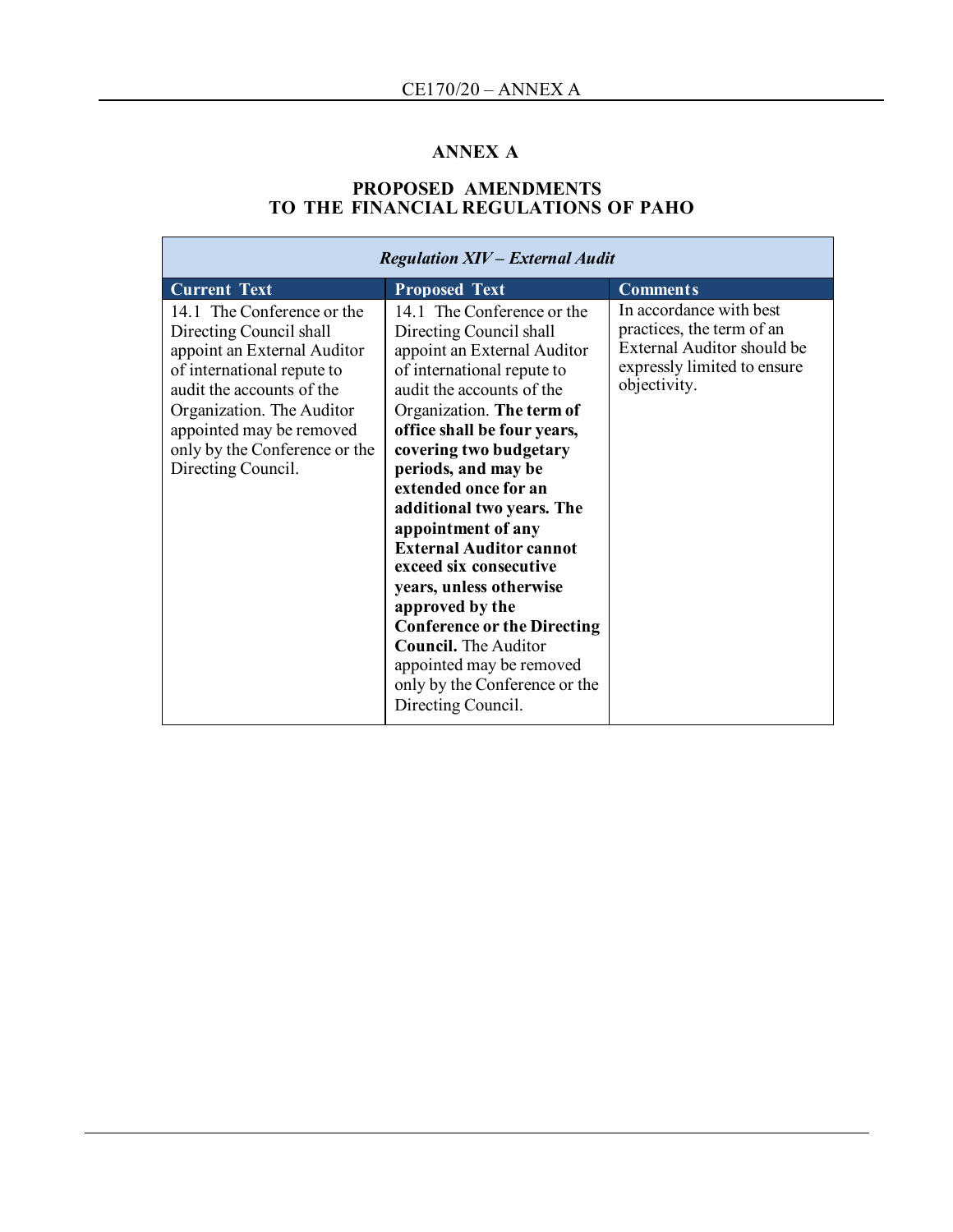## ANNEX A

## PROPOSED AMENDMENTS TO THE FINANCIAL REGULATIONS OF PAHO

| *Regulation XIV – External Audit* | | |
|---|---|---|
| **Current Text** | **Proposed Text** | **Comments** |
| 14.1 The Conference or the Directing Council shall appoint an External Auditor of international repute to audit the accounts of the Organization. The Auditor appointed may be removed only by the Conference or the Directing Council. | 14.1 The Conference or the Directing Council shall appoint an External Auditor of international repute to audit the accounts of the Organization. **The term of office shall be four years, covering two budgetary periods, and may be extended once for an additional two years. The appointment of any External Auditor cannot exceed six consecutive years, unless otherwise approved by the Conference or the Directing Council.** The Auditor appointed may be removed only by the Conference or the Directing Council. | In accordance with best practices, the term of an External Auditor should be expressly limited to ensure objectivity. |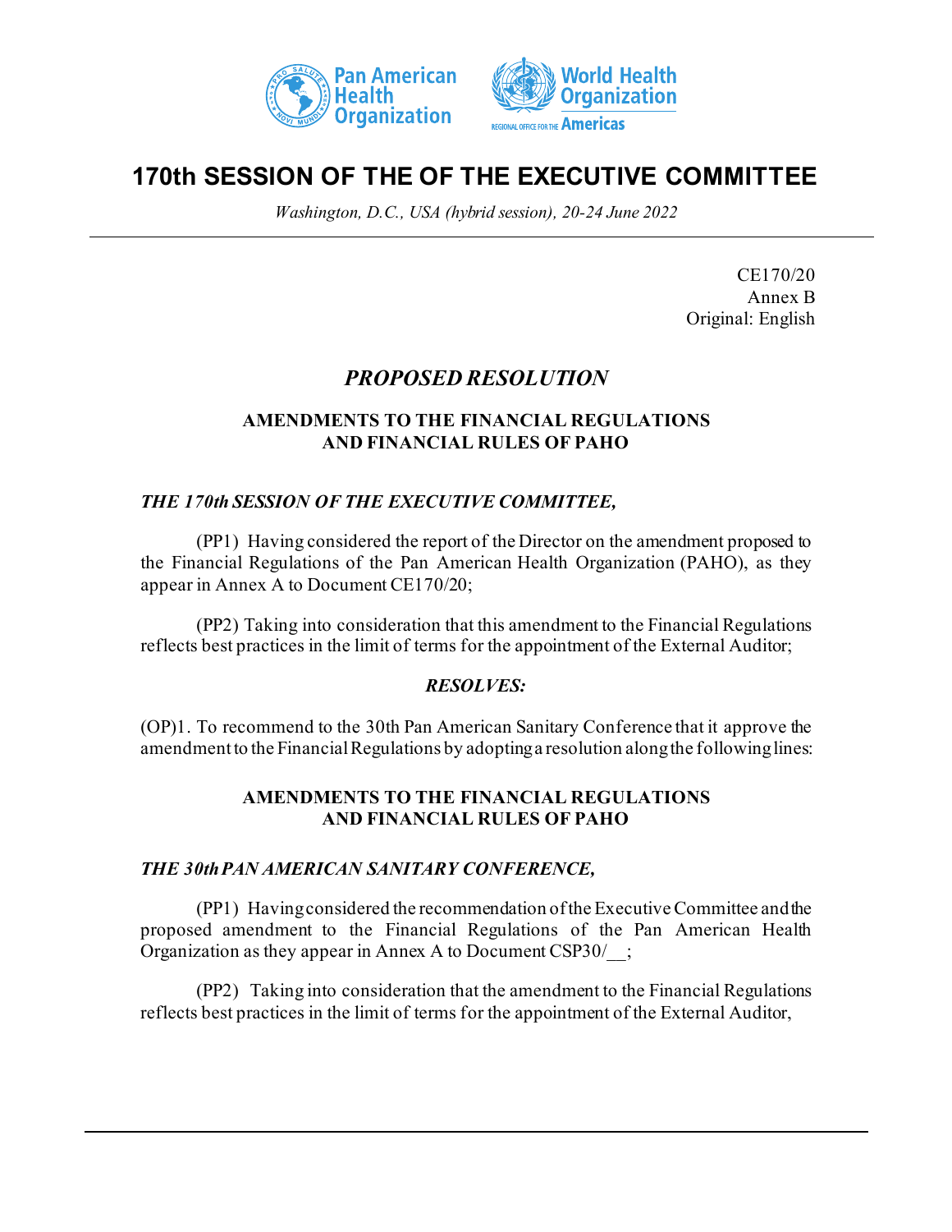# 170th SESSION OF THE OF THE EXECUTIVE COMMITTEE

*Washington, D.C., USA (hybrid session), 20-24 June 2022*

CE170/20
Annex B
Original: English

## *PROPOSED RESOLUTION*

### AMENDMENTS TO THE FINANCIAL REGULATIONS AND FINANCIAL RULES OF PAHO

***THE 170th SESSION OF THE EXECUTIVE COMMITTEE,***

(PP1) Having considered the report of the Director on the amendment proposed to the Financial Regulations of the Pan American Health Organization (PAHO), as they appear in Annex A to Document CE170/20;

(PP2) Taking into consideration that this amendment to the Financial Regulations reflects best practices in the limit of terms for the appointment of the External Auditor;

***RESOLVES:***

(OP)1. To recommend to the 30th Pan American Sanitary Conference that it approve the amendment to the Financial Regulations by adopting a resolution along the following lines:

### AMENDMENTS TO THE FINANCIAL REGULATIONS AND FINANCIAL RULES OF PAHO

***THE 30th PAN AMERICAN SANITARY CONFERENCE,***

(PP1) Having considered the recommendation of the Executive Committee and the proposed amendment to the Financial Regulations of the Pan American Health Organization as they appear in Annex A to Document CSP30/__;

(PP2) Taking into consideration that the amendment to the Financial Regulations reflects best practices in the limit of terms for the appointment of the External Auditor,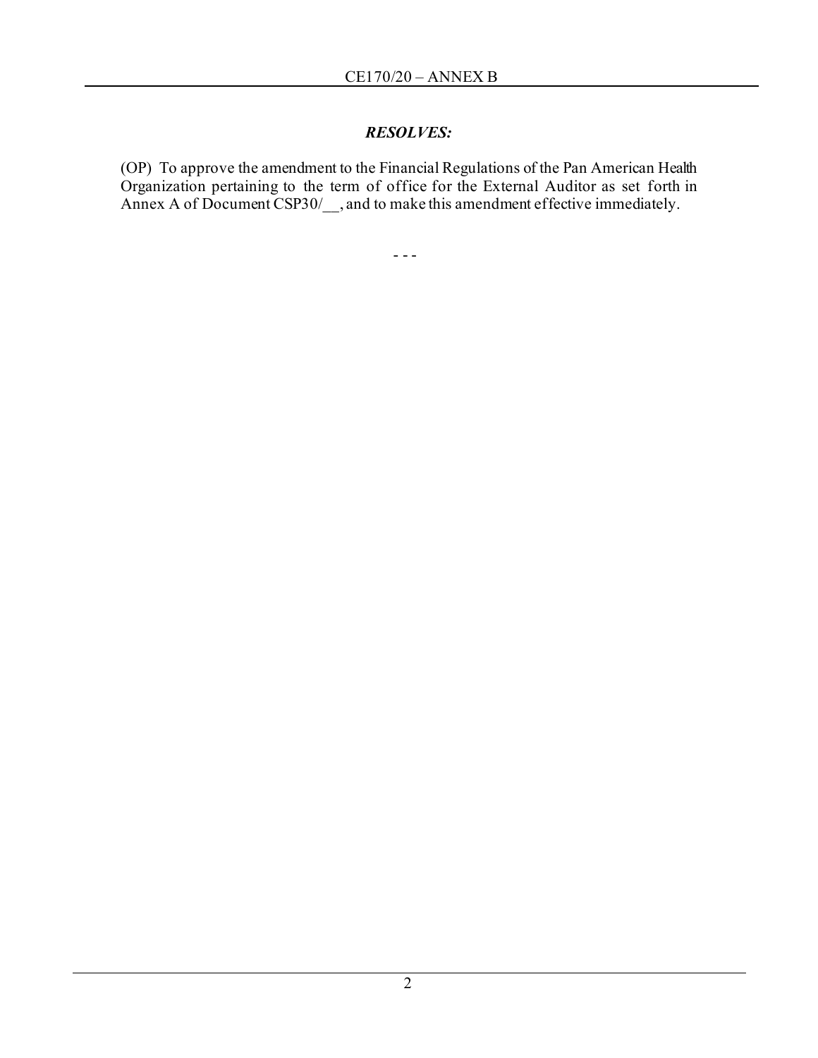***RESOLVES:***

(OP) To approve the amendment to the Financial Regulations of the Pan American Health Organization pertaining to the term of office for the External Auditor as set forth in Annex A of Document CSP30/__, and to make this amendment effective immediately.

- - -